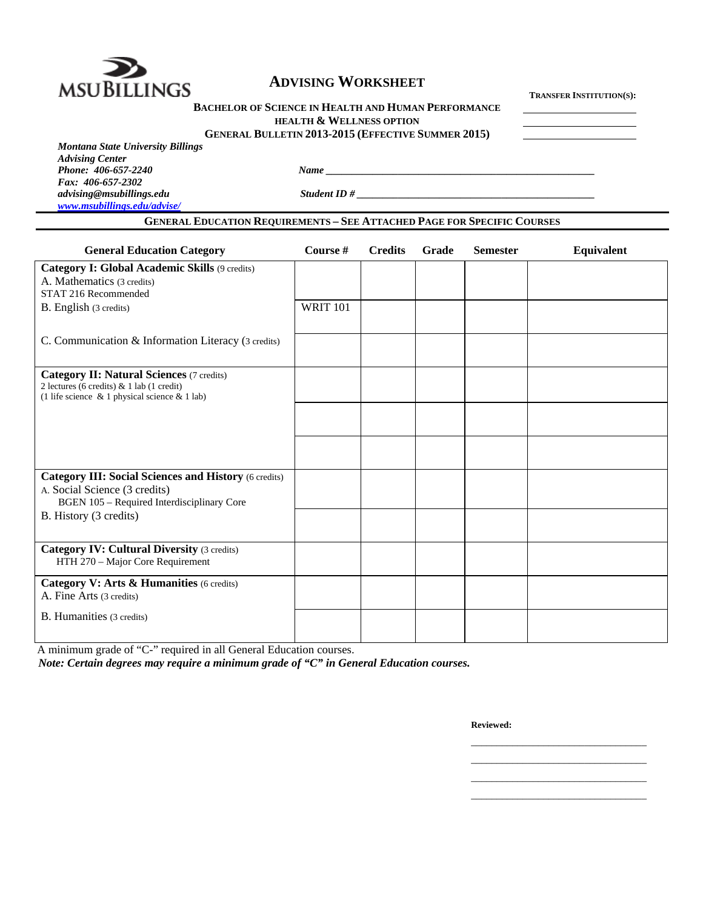MSU BILLINGS

# ADVISING WORKSHEET

**BACHELOR OF SCIENCE IN HEALTH AND HUMAN PERFORMANCE**
**HEALTH & WELLNESS OPTION**
**GENERAL BULLETIN 2013-2015 (EFFECTIVE SUMMER 2015)**

**TRANSFER INSTITUTION(S):**

______________________

______________________

______________________

***Montana State University Billings***
***Advising Center***
***Phone: 406-657-2240***
***Fax: 406-657-2302***
***advising@msubillings.edu***
***www.msubillings.edu/advise/***

***Name*** ______________________________________________

***Student ID #*** _________________________________________

## GENERAL EDUCATION REQUIREMENTS – SEE ATTACHED PAGE FOR SPECIFIC COURSES

| General Education Category | Course # | Credits | Grade | Semester | Equivalent |
|---|---|---|---|---|---|
| **Category I: Global Academic Skills** (9 credits)<br>A. Mathematics (3 credits)<br>STAT 216 Recommended | | | | | |
| B. English (3 credits) | WRIT 101 | | | | |
| C. Communication & Information Literacy (3 credits) | | | | | |
| **Category II: Natural Sciences** (7 credits)<br>2 lectures (6 credits) & 1 lab (1 credit)<br>(1 life science & 1 physical science & 1 lab) | | | | | |
| | | | | | |
| | | | | | |
| **Category III: Social Sciences and History** (6 credits)<br>A. Social Science (3 credits)<br>BGEN 105 – Required Interdisciplinary Core | | | | | |
| B. History (3 credits) | | | | | |
| **Category IV: Cultural Diversity** (3 credits)<br>HTH 270 – Major Core Requirement | | | | | |
| **Category V: Arts & Humanities** (6 credits)<br>A. Fine Arts (3 credits) | | | | | |
| B. Humanities (3 credits) | | | | | |

A minimum grade of "C-" required in all General Education courses.

***Note: Certain degrees may require a minimum grade of "C" in General Education courses.***

**Reviewed:**

______________________________

______________________________

______________________________

______________________________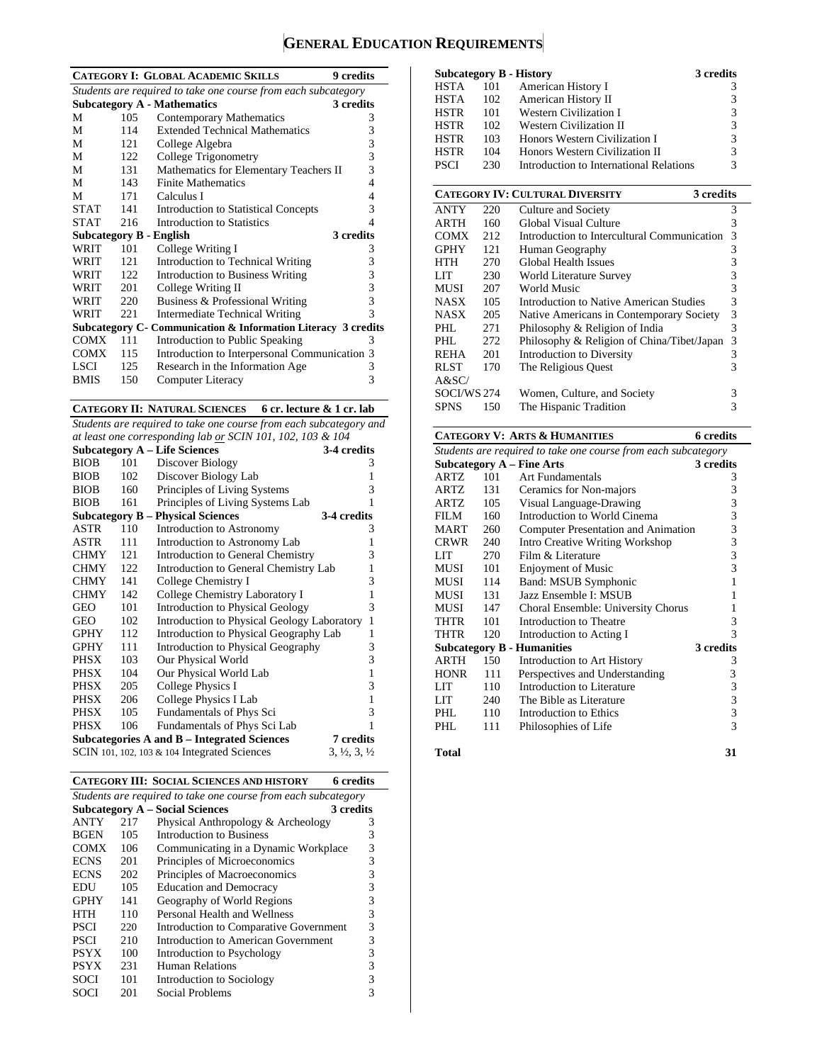# General Education Requirements

## Category I: Global Academic Skills — 9 credits

*Students are required to take one course from each subcategory*

**Subcategory A - Mathematics — 3 credits**

| | | | |
|---|---|---|---|
| M | 105 | Contemporary Mathematics | 3 |
| M | 114 | Extended Technical Mathematics | 3 |
| M | 121 | College Algebra | 3 |
| M | 122 | College Trigonometry | 3 |
| M | 131 | Mathematics for Elementary Teachers II | 3 |
| M | 143 | Finite Mathematics | 4 |
| M | 171 | Calculus I | 4 |
| STAT | 141 | Introduction to Statistical Concepts | 3 |
| STAT | 216 | Introduction to Statistics | 4 |

**Subcategory B - English — 3 credits**

| | | | |
|---|---|---|---|
| WRIT | 101 | College Writing I | 3 |
| WRIT | 121 | Introduction to Technical Writing | 3 |
| WRIT | 122 | Introduction to Business Writing | 3 |
| WRIT | 201 | College Writing II | 3 |
| WRIT | 220 | Business & Professional Writing | 3 |
| WRIT | 221 | Intermediate Technical Writing | 3 |

**Subcategory C- Communication & Information Literacy — 3 credits**

| | | | |
|---|---|---|---|
| COMX | 111 | Introduction to Public Speaking | 3 |
| COMX | 115 | Introduction to Interpersonal Communication | 3 |
| LSCI | 125 | Research in the Information Age | 3 |
| BMIS | 150 | Computer Literacy | 3 |

## Category II: Natural Sciences — 6 cr. lecture & 1 cr. lab

*Students are required to take one course from each subcategory and at least one corresponding lab or SCIN 101, 102, 103 & 104*

**Subcategory A – Life Sciences — 3-4 credits**

| | | | |
|---|---|---|---|
| BIOB | 101 | Discover Biology | 3 |
| BIOB | 102 | Discover Biology Lab | 1 |
| BIOB | 160 | Principles of Living Systems | 3 |
| BIOB | 161 | Principles of Living Systems Lab | 1 |

**Subcategory B – Physical Sciences — 3-4 credits**

| | | | |
|---|---|---|---|
| ASTR | 110 | Introduction to Astronomy | 3 |
| ASTR | 111 | Introduction to Astronomy Lab | 1 |
| CHMY | 121 | Introduction to General Chemistry | 3 |
| CHMY | 122 | Introduction to General Chemistry Lab | 1 |
| CHMY | 141 | College Chemistry I | 3 |
| CHMY | 142 | College Chemistry Laboratory I | 1 |
| GEO | 101 | Introduction to Physical Geology | 3 |
| GEO | 102 | Introduction to Physical Geology Laboratory | 1 |
| GPHY | 112 | Introduction to Physical Geography Lab | 1 |
| GPHY | 111 | Introduction to Physical Geography | 3 |
| PHSX | 103 | Our Physical World | 3 |
| PHSX | 104 | Our Physical World Lab | 1 |
| PHSX | 205 | College Physics I | 3 |
| PHSX | 206 | College Physics I Lab | 1 |
| PHSX | 105 | Fundamentals of Phys Sci | 3 |
| PHSX | 106 | Fundamentals of Phys Sci Lab | 1 |

**Subcategories A and B – Integrated Sciences — 7 credits**

SCIN 101, 102, 103 & 104 Integrated Sciences — 3, ½, 3, ½

## Category III: Social Sciences and History — 6 credits

*Students are required to take one course from each subcategory*

**Subcategory A – Social Sciences — 3 credits**

| | | | |
|---|---|---|---|
| ANTY | 217 | Physical Anthropology & Archeology | 3 |
| BGEN | 105 | Introduction to Business | 3 |
| COMX | 106 | Communicating in a Dynamic Workplace | 3 |
| ECNS | 201 | Principles of Microeconomics | 3 |
| ECNS | 202 | Principles of Macroeconomics | 3 |
| EDU | 105 | Education and Democracy | 3 |
| GPHY | 141 | Geography of World Regions | 3 |
| HTH | 110 | Personal Health and Wellness | 3 |
| PSCI | 220 | Introduction to Comparative Government | 3 |
| PSCI | 210 | Introduction to American Government | 3 |
| PSYX | 100 | Introduction to Psychology | 3 |
| PSYX | 231 | Human Relations | 3 |
| SOCI | 101 | Introduction to Sociology | 3 |
| SOCI | 201 | Social Problems | 3 |

**Subcategory B - History — 3 credits**

| | | | |
|---|---|---|---|
| HSTA | 101 | American History I | 3 |
| HSTA | 102 | American History II | 3 |
| HSTR | 101 | Western Civilization I | 3 |
| HSTR | 102 | Western Civilization II | 3 |
| HSTR | 103 | Honors Western Civilization I | 3 |
| HSTR | 104 | Honors Western Civilization II | 3 |
| PSCI | 230 | Introduction to International Relations | 3 |

## Category IV: Cultural Diversity — 3 credits

| | | | |
|---|---|---|---|
| ANTY | 220 | Culture and Society | 3 |
| ARTH | 160 | Global Visual Culture | 3 |
| COMX | 212 | Introduction to Intercultural Communication | 3 |
| GPHY | 121 | Human Geography | 3 |
| HTH | 270 | Global Health Issues | 3 |
| LIT | 230 | World Literature Survey | 3 |
| MUSI | 207 | World Music | 3 |
| NASX | 105 | Introduction to Native American Studies | 3 |
| NASX | 205 | Native Americans in Contemporary Society | 3 |
| PHL | 271 | Philosophy & Religion of India | 3 |
| PHL | 272 | Philosophy & Religion of China/Tibet/Japan | 3 |
| REHA | 201 | Introduction to Diversity | 3 |
| RLST | 170 | The Religious Quest | 3 |
| A&SC/ SOCI/WS | 274 | Women, Culture, and Society | 3 |
| SPNS | 150 | The Hispanic Tradition | 3 |

## Category V: Arts & Humanities — 6 credits

*Students are required to take one course from each subcategory*

**Subcategory A – Fine Arts — 3 credits**

| | | | |
|---|---|---|---|
| ARTZ | 101 | Art Fundamentals | 3 |
| ARTZ | 131 | Ceramics for Non-majors | 3 |
| ARTZ | 105 | Visual Language-Drawing | 3 |
| FILM | 160 | Introduction to World Cinema | 3 |
| MART | 260 | Computer Presentation and Animation | 3 |
| CRWR | 240 | Intro Creative Writing Workshop | 3 |
| LIT | 270 | Film & Literature | 3 |
| MUSI | 101 | Enjoyment of Music | 3 |
| MUSI | 114 | Band: MSUB Symphonic | 1 |
| MUSI | 131 | Jazz Ensemble I: MSUB | 1 |
| MUSI | 147 | Choral Ensemble: University Chorus | 1 |
| THTR | 101 | Introduction to Theatre | 3 |
| THTR | 120 | Introduction to Acting I | 3 |

**Subcategory B - Humanities — 3 credits**

| | | | |
|---|---|---|---|
| ARTH | 150 | Introduction to Art History | 3 |
| HONR | 111 | Perspectives and Understanding | 3 |
| LIT | 110 | Introduction to Literature | 3 |
| LIT | 240 | The Bible as Literature | 3 |
| PHL | 110 | Introduction to Ethics | 3 |
| PHL | 111 | Philosophies of Life | 3 |

**Total — 31**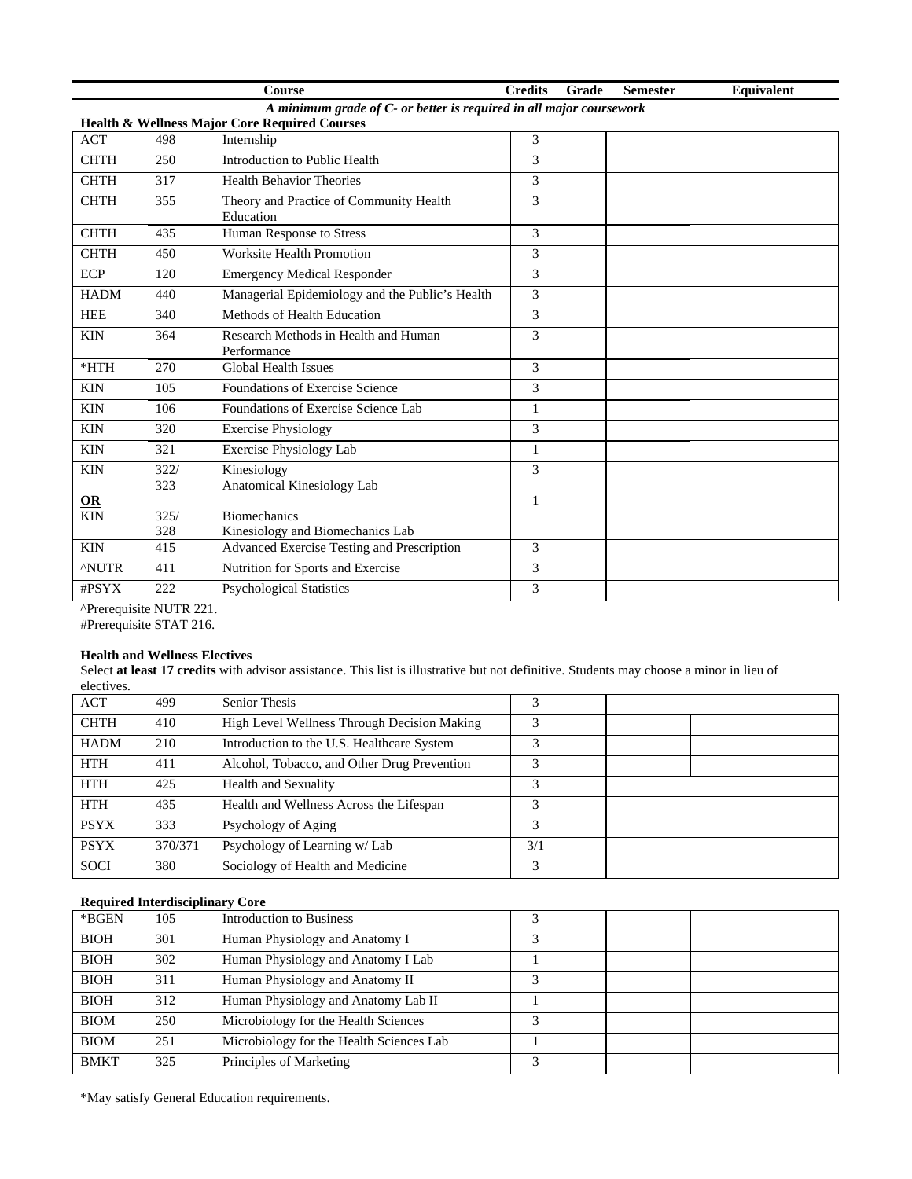| | | Course | Credits | Grade | Semester | Equivalent |
|---|---|---|---|---|---|---|
| *A minimum grade of C- or better is required in all major coursework* | | | | | | |
| **Health & Wellness Major Core Required Courses** | | | | | | |
| ACT | 498 | Internship | 3 | | | |
| CHTH | 250 | Introduction to Public Health | 3 | | | |
| CHTH | 317 | Health Behavior Theories | 3 | | | |
| CHTH | 355 | Theory and Practice of Community Health Education | 3 | | | |
| CHTH | 435 | Human Response to Stress | 3 | | | |
| CHTH | 450 | Worksite Health Promotion | 3 | | | |
| ECP | 120 | Emergency Medical Responder | 3 | | | |
| HADM | 440 | Managerial Epidemiology and the Public's Health | 3 | | | |
| HEE | 340 | Methods of Health Education | 3 | | | |
| KIN | 364 | Research Methods in Health and Human Performance | 3 | | | |
| *HTH | 270 | Global Health Issues | 3 | | | |
| KIN | 105 | Foundations of Exercise Science | 3 | | | |
| KIN | 106 | Foundations of Exercise Science Lab | 1 | | | |
| KIN | 320 | Exercise Physiology | 3 | | | |
| KIN | 321 | Exercise Physiology Lab | 1 | | | |
| KIN **OR** KIN | 322/ 323 325/ 328 | Kinesiology Anatomical Kinesiology Lab Biomechanics Kinesiology and Biomechanics Lab | 3 1 | | | |
| KIN | 415 | Advanced Exercise Testing and Prescription | 3 | | | |
| ^NUTR | 411 | Nutrition for Sports and Exercise | 3 | | | |
| #PSYX | 222 | Psychological Statistics | 3 | | | |

^Prerequisite NUTR 221.
#Prerequisite STAT 216.

**Health and Wellness Electives**

Select **at least 17 credits** with advisor assistance. This list is illustrative but not definitive. Students may choose a minor in lieu of electives.

| | | Course | Credits | Grade | Semester | Equivalent |
|---|---|---|---|---|---|---|
| ACT | 499 | Senior Thesis | 3 | | | |
| CHTH | 410 | High Level Wellness Through Decision Making | 3 | | | |
| HADM | 210 | Introduction to the U.S. Healthcare System | 3 | | | |
| HTH | 411 | Alcohol, Tobacco, and Other Drug Prevention | 3 | | | |
| HTH | 425 | Health and Sexuality | 3 | | | |
| HTH | 435 | Health and Wellness Across the Lifespan | 3 | | | |
| PSYX | 333 | Psychology of Aging | 3 | | | |
| PSYX | 370/371 | Psychology of Learning w/ Lab | 3/1 | | | |
| SOCI | 380 | Sociology of Health and Medicine | 3 | | | |

**Required Interdisciplinary Core**

| | | Course | Credits | Grade | Semester | Equivalent |
|---|---|---|---|---|---|---|
| *BGEN | 105 | Introduction to Business | 3 | | | |
| BIOH | 301 | Human Physiology and Anatomy I | 3 | | | |
| BIOH | 302 | Human Physiology and Anatomy I Lab | 1 | | | |
| BIOH | 311 | Human Physiology and Anatomy II | 3 | | | |
| BIOH | 312 | Human Physiology and Anatomy Lab II | 1 | | | |
| BIOM | 250 | Microbiology for the Health Sciences | 3 | | | |
| BIOM | 251 | Microbiology for the Health Sciences Lab | 1 | | | |
| BMKT | 325 | Principles of Marketing | 3 | | | |

*May satisfy General Education requirements.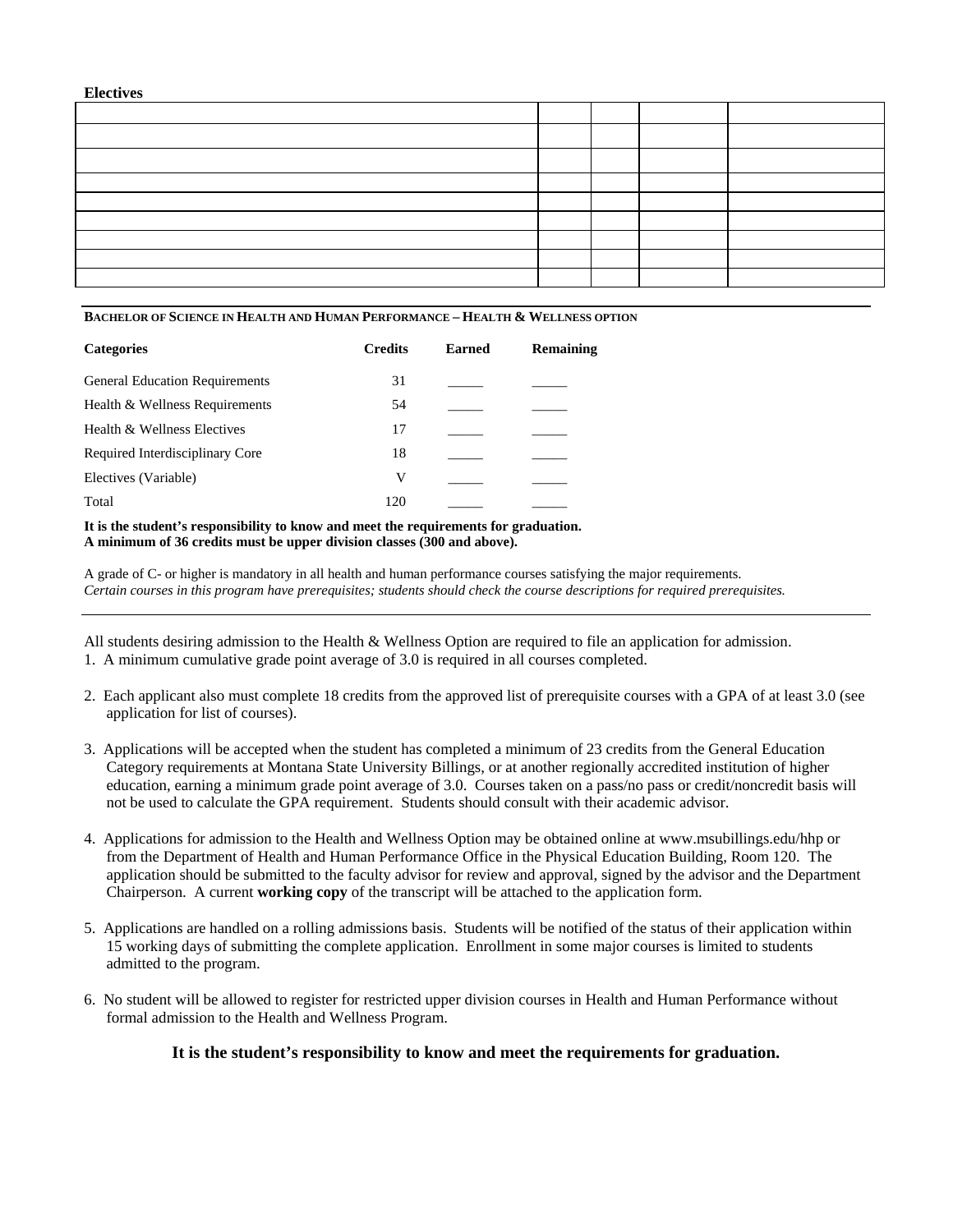**Electives**

| | | | | |
|---|---|---|---|---|
| | | | | |
| | | | | |
| | | | | |
| | | | | |
| | | | | |
| | | | | |
| | | | | |
| | | | | |
| | | | | |

**BACHELOR OF SCIENCE IN HEALTH AND HUMAN PERFORMANCE – HEALTH & WELLNESS OPTION**

| Categories | Credits | Earned | Remaining |
|---|---|---|---|
| General Education Requirements | 31 | _____ | _____ |
| Health & Wellness Requirements | 54 | _____ | _____ |
| Health & Wellness Electives | 17 | _____ | _____ |
| Required Interdisciplinary Core | 18 | _____ | _____ |
| Electives (Variable) | V | _____ | _____ |
| Total | 120 | _____ | _____ |

**It is the student's responsibility to know and meet the requirements for graduation.**
**A minimum of 36 credits must be upper division classes (300 and above).**

A grade of C- or higher is mandatory in all health and human performance courses satisfying the major requirements.
*Certain courses in this program have prerequisites; students should check the course descriptions for required prerequisites.*

---

All students desiring admission to the Health & Wellness Option are required to file an application for admission.

1. A minimum cumulative grade point average of 3.0 is required in all courses completed.

2. Each applicant also must complete 18 credits from the approved list of prerequisite courses with a GPA of at least 3.0 (see application for list of courses).

3. Applications will be accepted when the student has completed a minimum of 23 credits from the General Education Category requirements at Montana State University Billings, or at another regionally accredited institution of higher education, earning a minimum grade point average of 3.0. Courses taken on a pass/no pass or credit/noncredit basis will not be used to calculate the GPA requirement. Students should consult with their academic advisor.

4. Applications for admission to the Health and Wellness Option may be obtained online at www.msubillings.edu/hhp or from the Department of Health and Human Performance Office in the Physical Education Building, Room 120. The application should be submitted to the faculty advisor for review and approval, signed by the advisor and the Department Chairperson. A current **working copy** of the transcript will be attached to the application form.

5. Applications are handled on a rolling admissions basis. Students will be notified of the status of their application within 15 working days of submitting the complete application. Enrollment in some major courses is limited to students admitted to the program.

6. No student will be allowed to register for restricted upper division courses in Health and Human Performance without formal admission to the Health and Wellness Program.

**It is the student's responsibility to know and meet the requirements for graduation.**